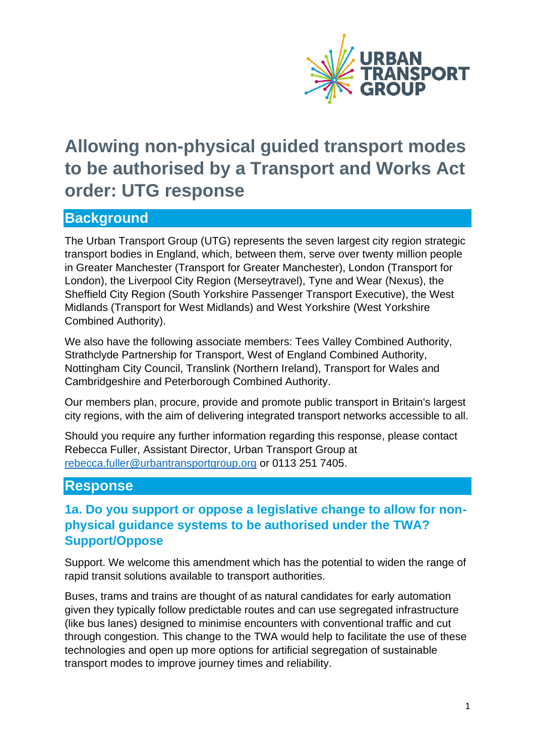# Allowing non-physical guided transport modes to be authorised by a Transport and Works Act order: UTG response

## Background

The Urban Transport Group (UTG) represents the seven largest city region strategic transport bodies in England, which, between them, serve over twenty million people in Greater Manchester (Transport for Greater Manchester), London (Transport for London), the Liverpool City Region (Merseytravel), Tyne and Wear (Nexus), the Sheffield City Region (South Yorkshire Passenger Transport Executive), the West Midlands (Transport for West Midlands) and West Yorkshire (West Yorkshire Combined Authority).

We also have the following associate members: Tees Valley Combined Authority, Strathclyde Partnership for Transport, West of England Combined Authority, Nottingham City Council, Translink (Northern Ireland), Transport for Wales and Cambridgeshire and Peterborough Combined Authority.

Our members plan, procure, provide and promote public transport in Britain's largest city regions, with the aim of delivering integrated transport networks accessible to all.

Should you require any further information regarding this response, please contact Rebecca Fuller, Assistant Director, Urban Transport Group at rebecca.fuller@urbantransportgroup.org or 0113 251 7405.

## Response

### 1a. Do you support or oppose a legislative change to allow for non-physical guidance systems to be authorised under the TWA? Support/Oppose

Support. We welcome this amendment which has the potential to widen the range of rapid transit solutions available to transport authorities.

Buses, trams and trains are thought of as natural candidates for early automation given they typically follow predictable routes and can use segregated infrastructure (like bus lanes) designed to minimise encounters with conventional traffic and cut through congestion. This change to the TWA would help to facilitate the use of these technologies and open up more options for artificial segregation of sustainable transport modes to improve journey times and reliability.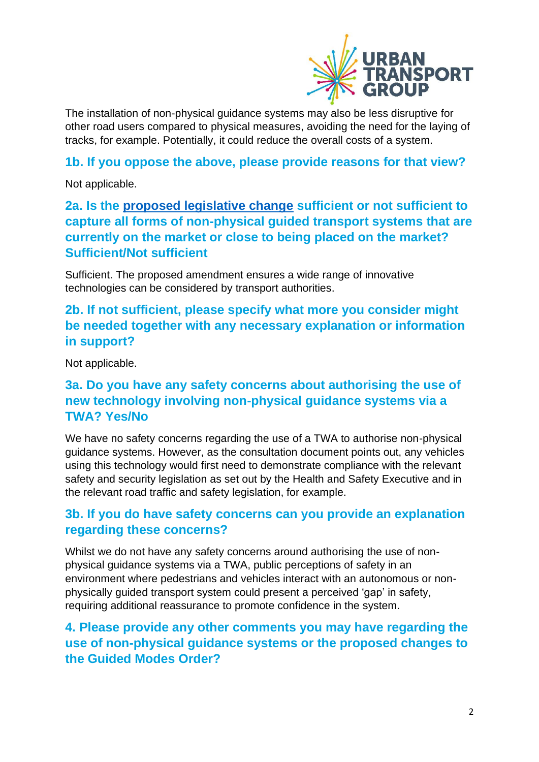The installation of non-physical guidance systems may also be less disruptive for other road users compared to physical measures, avoiding the need for the laying of tracks, for example. Potentially, it could reduce the overall costs of a system.

### 1b. If you oppose the above, please provide reasons for that view?

Not applicable.

### 2a. Is the proposed legislative change sufficient or not sufficient to capture all forms of non-physical guided transport systems that are currently on the market or close to being placed on the market? Sufficient/Not sufficient

Sufficient. The proposed amendment ensures a wide range of innovative technologies can be considered by transport authorities.

### 2b. If not sufficient, please specify what more you consider might be needed together with any necessary explanation or information in support?

Not applicable.

### 3a. Do you have any safety concerns about authorising the use of new technology involving non-physical guidance systems via a TWA? Yes/No

We have no safety concerns regarding the use of a TWA to authorise non-physical guidance systems. However, as the consultation document points out, any vehicles using this technology would first need to demonstrate compliance with the relevant safety and security legislation as set out by the Health and Safety Executive and in the relevant road traffic and safety legislation, for example.

### 3b. If you do have safety concerns can you provide an explanation regarding these concerns?

Whilst we do not have any safety concerns around authorising the use of non-physical guidance systems via a TWA, public perceptions of safety in an environment where pedestrians and vehicles interact with an autonomous or non-physically guided transport system could present a perceived 'gap' in safety, requiring additional reassurance to promote confidence in the system.

### 4. Please provide any other comments you may have regarding the use of non-physical guidance systems or the proposed changes to the Guided Modes Order?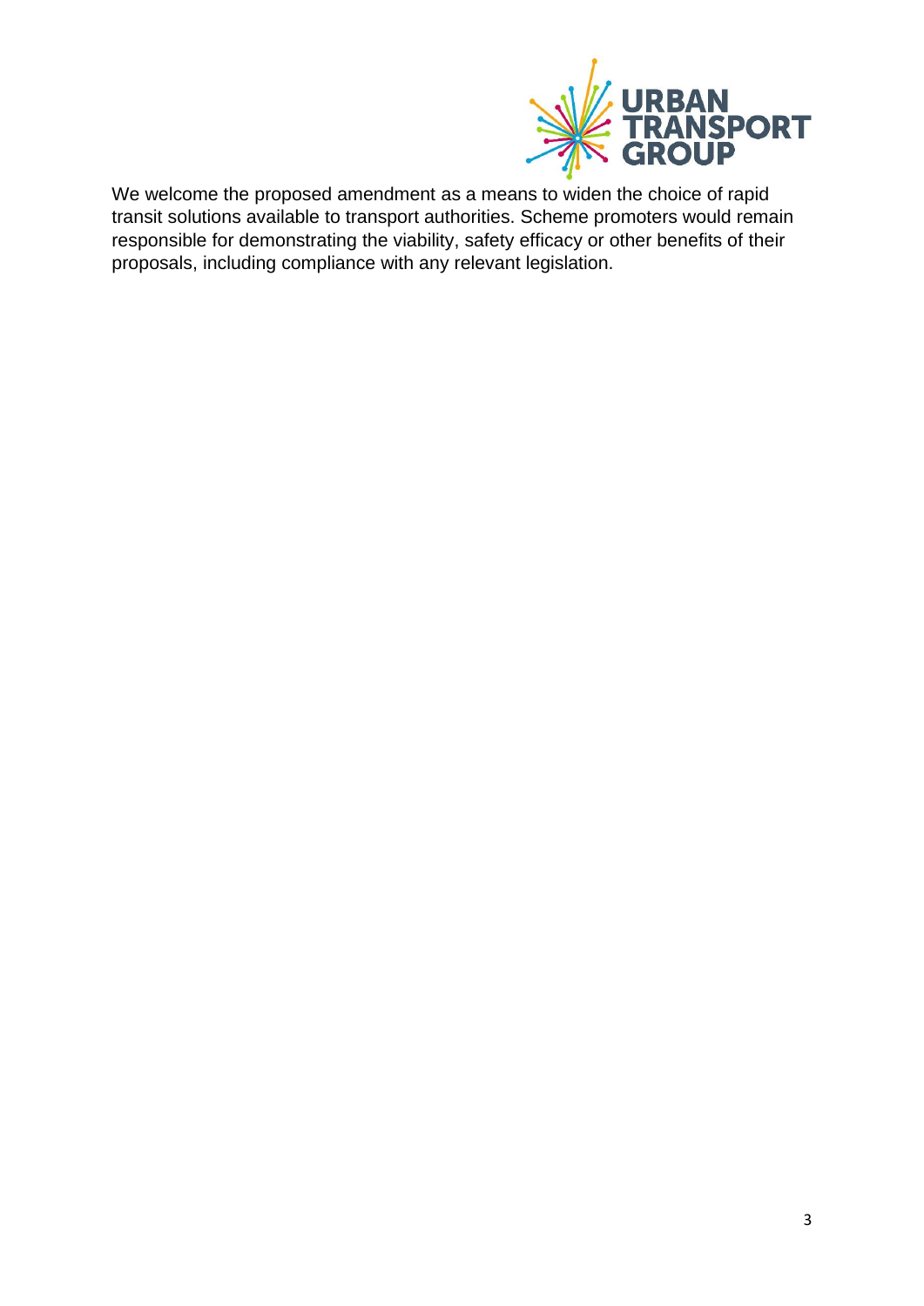We welcome the proposed amendment as a means to widen the choice of rapid transit solutions available to transport authorities. Scheme promoters would remain responsible for demonstrating the viability, safety efficacy or other benefits of their proposals, including compliance with any relevant legislation.